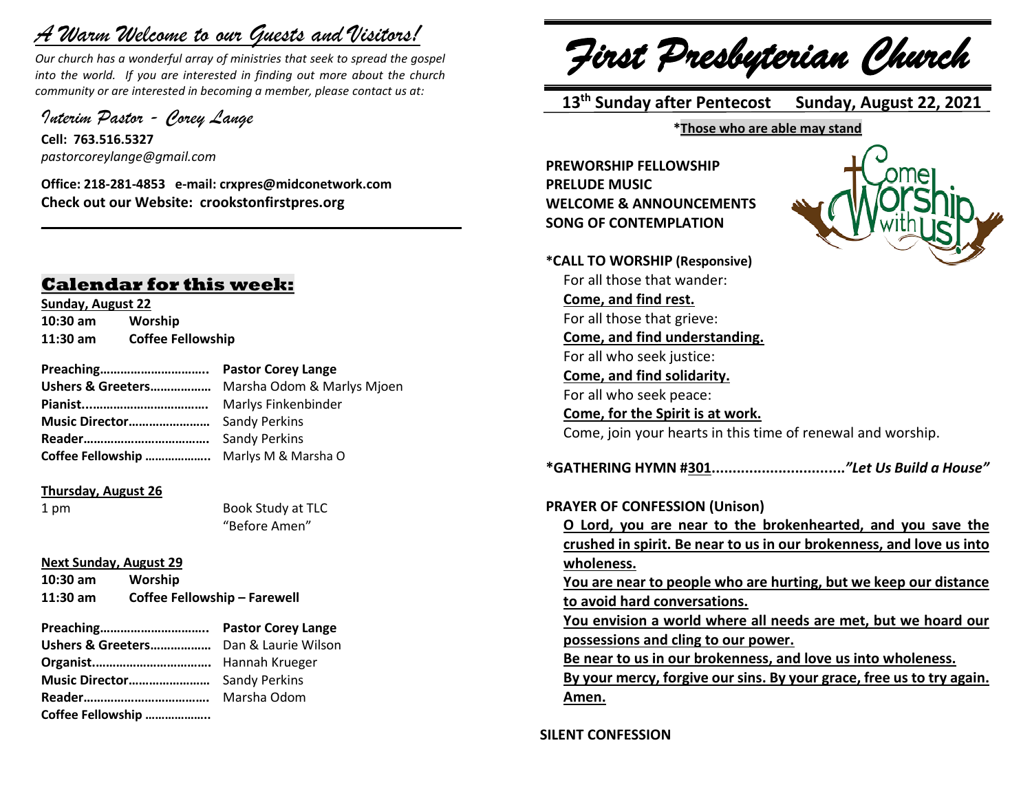# *A Warm Welcome to our Guests and Visitors!*

*Our church has a wonderful array of ministries that seek to spread the gospel into the world. If you are interested in finding out more about the church community or are interested in becoming a member, please contact us at:*

*Interim Pastor - Corey Lange*

**Cell: 763.516.5327**
*pastorcoreylange@gmail.com*

**Office: 218-281-4853 e-mail: crxpres@midconetwork.com**
**Check out our Website: crookstonfirstpres.org**

## Calendar for this week:

**Sunday, August 22**

| | |
|---|---|
| **10:30 am** | **Worship** |
| **11:30 am** | **Coffee Fellowship** |

| | |
|---|---|
| **Preaching…………………………..** | **Pastor Corey Lange** |
| **Ushers & Greeters………………** | Marsha Odom & Marlys Mjoen |
| **Pianist....................................** | Marlys Finkenbinder |
| **Music Director……………………** | Sandy Perkins |
| **Reader……………………………….** | Sandy Perkins |
| **Coffee Fellowship ………………..** | Marlys M & Marsha O |

**Thursday, August 26**

| | |
|---|---|
| 1 pm | Book Study at TLC "Before Amen" |

**Next Sunday, August 29**

| | |
|---|---|
| **10:30 am** | **Worship** |
| **11:30 am** | **Coffee Fellowship – Farewell** |

| | |
|---|---|
| **Preaching…………………………..** | **Pastor Corey Lange** |
| **Ushers & Greeters………………** | Dan & Laurie Wilson |
| **Organist……………………………..** | Hannah Krueger |
| **Music Director……………………** | Sandy Perkins |
| **Reader……………………………….** | Marsha Odom |
| **Coffee Fellowship ………………..** | |

# *First Presbyterian Church*

**13th Sunday after Pentecost Sunday, August 22, 2021**

**\*Those who are able may stand**

**PREWORSHIP FELLOWSHIP**
**PRELUDE MUSIC**
**WELCOME & ANNOUNCEMENTS**
**SONG OF CONTEMPLATION**

**\*CALL TO WORSHIP (Responsive)**

For all those that wander:
**Come, and find rest.**
For all those that grieve:
**Come, and find understanding.**
For all who seek justice:
**Come, and find solidarity.**
For all who seek peace:
**Come, for the Spirit is at work.**
Come, join your hearts in this time of renewal and worship.

**\*GATHERING HYMN #301................................*"Let Us Build a House"***

**PRAYER OF CONFESSION (Unison)**

**O Lord, you are near to the brokenhearted, and you save the crushed in spirit. Be near to us in our brokenness, and love us into wholeness.**
**You are near to people who are hurting, but we keep our distance to avoid hard conversations.**
**You envision a world where all needs are met, but we hoard our possessions and cling to our power.**
**Be near to us in our brokenness, and love us into wholeness.**
**By your mercy, forgive our sins. By your grace, free us to try again. Amen.**

**SILENT CONFESSION**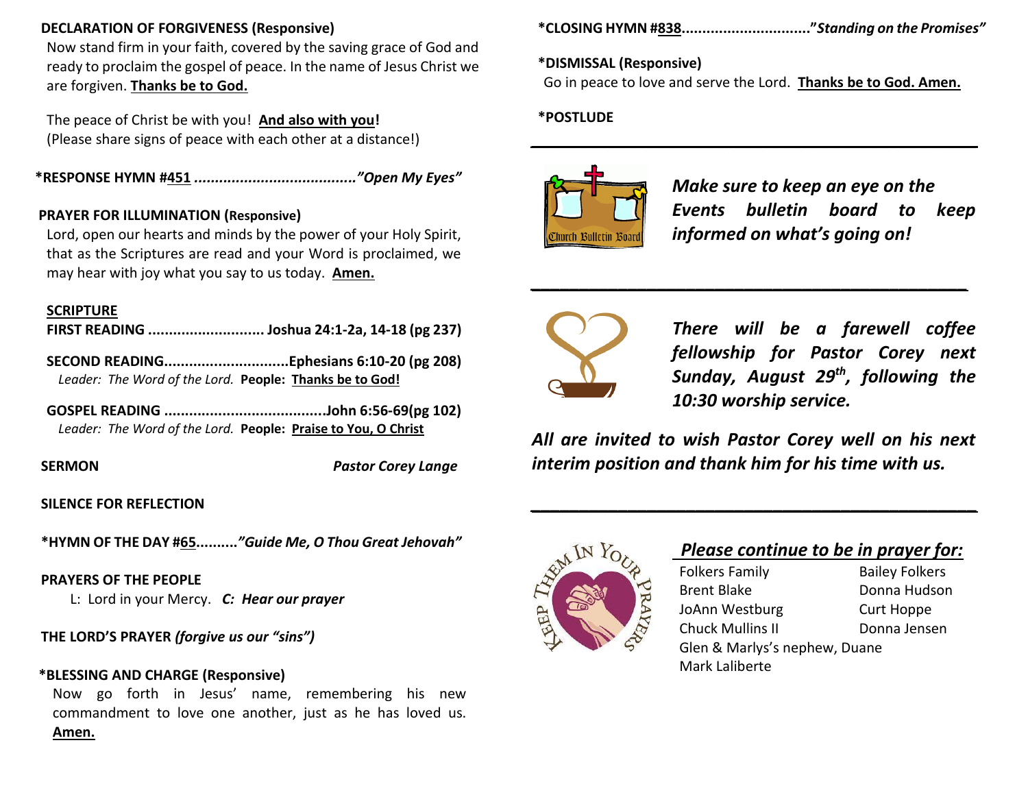**DECLARATION OF FORGIVENESS (Responsive)**

Now stand firm in your faith, covered by the saving grace of God and ready to proclaim the gospel of peace. In the name of Jesus Christ we are forgiven. **Thanks be to God.**

The peace of Christ be with you! **And also with you!**
(Please share signs of peace with each other at a distance!)

**\*RESPONSE HYMN #451** ......................................*"Open My Eyes"*

**PRAYER FOR ILLUMINATION (Responsive)**

Lord, open our hearts and minds by the power of your Holy Spirit, that as the Scriptures are read and your Word is proclaimed, we may hear with joy what you say to us today. **Amen.**

**SCRIPTURE**

**FIRST READING** ............................ **Joshua 24:1-2a, 14-18 (pg 237)**

**SECOND READING**..............................**Ephesians 6:10-20 (pg 208)**
*Leader: The Word of the Lord.* **People: Thanks be to God!**

**GOSPEL READING** ......................................**John 6:56-69(pg 102)**
*Leader: The Word of the Lord.* **People: Praise to You, O Christ**

**SERMON** ***Pastor Corey Lange***

**SILENCE FOR REFLECTION**

**\*HYMN OF THE DAY #65**..........*"Guide Me, O Thou Great Jehovah"*

**PRAYERS OF THE PEOPLE**
L: Lord in your Mercy. ***C: Hear our prayer***

**THE LORD'S PRAYER** ***(forgive us our "sins")***

**\*BLESSING AND CHARGE (Responsive)**

Now go forth in Jesus' name, remembering his new commandment to love one another, just as he has loved us. **Amen.**

**\*CLOSING HYMN #838**..............................*"Standing on the Promises"*

**\*DISMISSAL (Responsive)**

Go in peace to love and serve the Lord. **Thanks be to God. Amen.**

**\*POSTLUDE**

---

***Make sure to keep an eye on the Events bulletin board to keep informed on what's going on!***

---

***There will be a farewell coffee fellowship for Pastor Corey next Sunday, August 29th, following the 10:30 worship service.***

***All are invited to wish Pastor Corey well on his next interim position and thank him for his time with us.***

---

***Please continue to be in prayer for:***

| | |
|---|---|
| Folkers Family | Bailey Folkers |
| Brent Blake | Donna Hudson |
| JoAnn Westburg | Curt Hoppe |
| Chuck Mullins II | Donna Jensen |

Glen & Marlys's nephew, Duane
Mark Laliberte